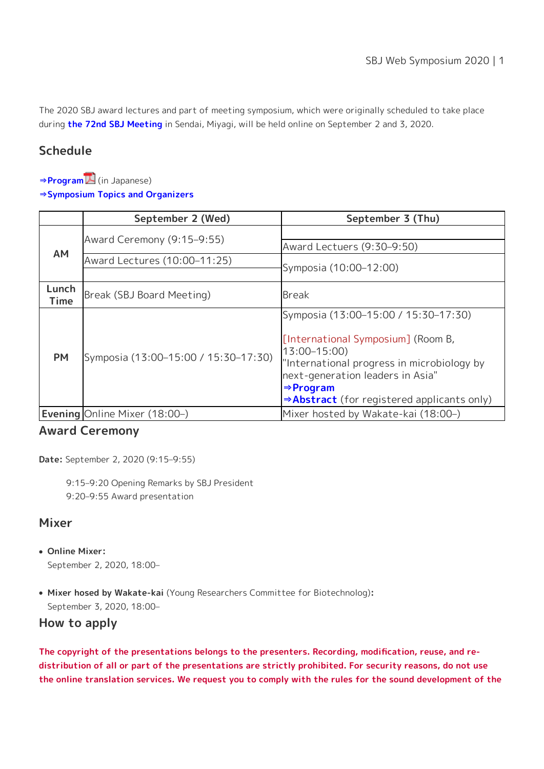The 2020 SBJ award lectures and part of meeting symposium, which were originally scheduled to take place during **the 72nd SBJ Meeting** in Sendai, Miyagi, will be held online on September 2 and 3, 2020.

## Schedule

**⇒Program** (in Japanese)
**⇒Symposium Topics and Organizers**

| | September 2 (Wed) | September 3 (Thu) |
|---|---|---|
| **AM** | Award Ceremony (9:15–9:55)<br>Award Lectures (10:00–11:25) | Award Lectuers (9:30–9:50)<br>Symposia (10:00–12:00) |
| **Lunch Time** | Break (SBJ Board Meeting) | Break |
| **PM** | Symposia (13:00–15:00 / 15:30–17:30) | Symposia (13:00–15:00 / 15:30–17:30)<br><br>[International Symposium] (Room B, 13:00–15:00)<br>"International progress in microbiology by next-generation leaders in Asia"<br>**⇒Program**<br>**⇒Abstract** (for registered applicants only) |
| **Evening** | Online Mixer (18:00–) | Mixer hosted by Wakate-kai (18:00–) |

## Award Ceremony

**Date:** September 2, 2020 (9:15–9:55)

> 9:15–9:20 Opening Remarks by SBJ President
> 9:20–9:55 Award presentation

## Mixer

- **Online Mixer:**
  September 2, 2020, 18:00–
- **Mixer hosed by Wakate-kai** (Young Researchers Committee for Biotechnolog)**:**
  September 3, 2020, 18:00–

## How to apply

**The copyright of the presentations belongs to the presenters. Recording, modification, reuse, and re-distribution of all or part of the presentations are strictly prohibited. For security reasons, do not use the online translation services. We request you to comply with the rules for the sound development of the**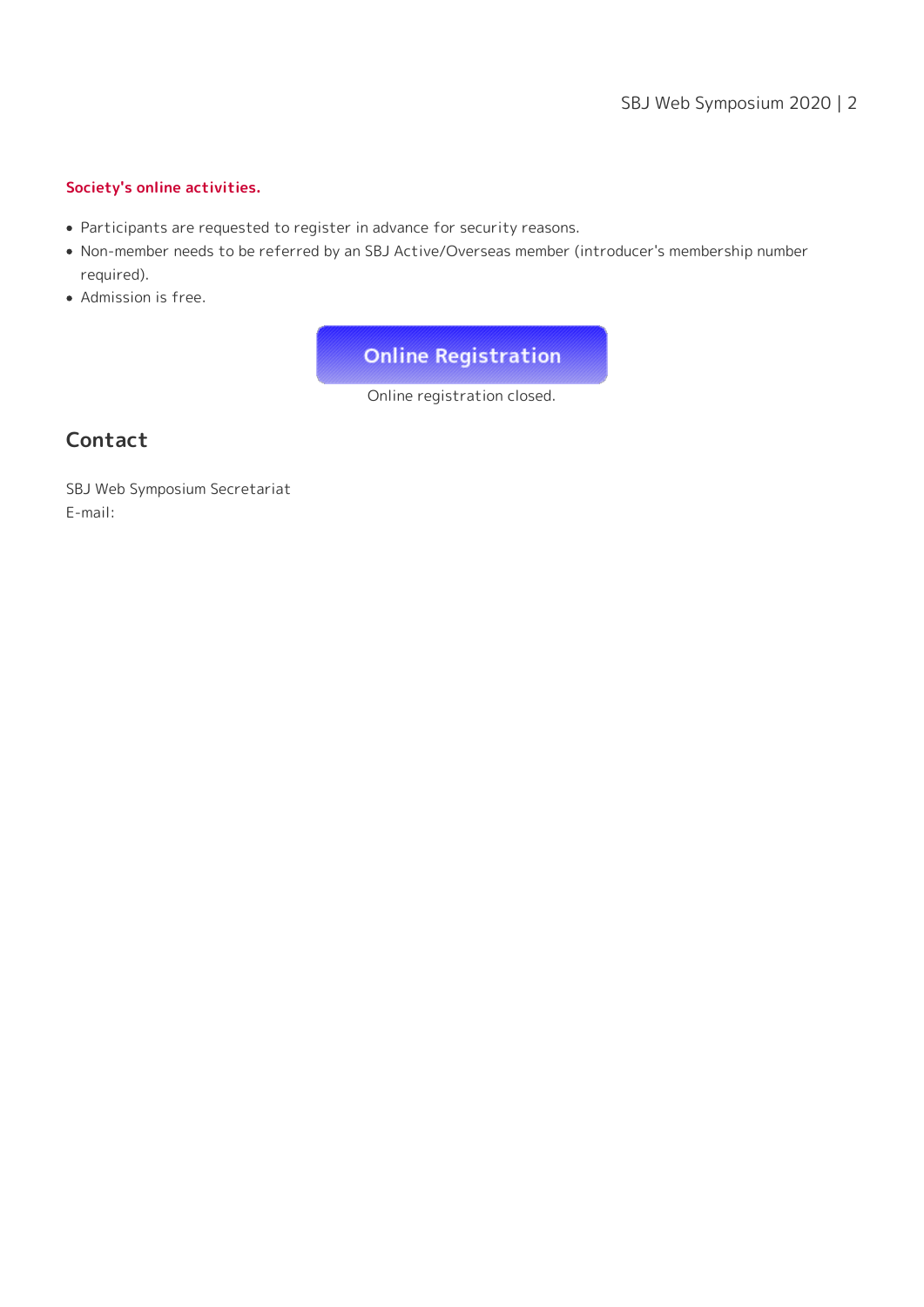**Society's online activities.**

- Participants are requested to register in advance for security reasons.
- Non-member needs to be referred by an SBJ Active/Overseas member (introducer's membership number required).
- Admission is free.

Online Registration

Online registration closed.

## Contact

SBJ Web Symposium Secretariat
E-mail: